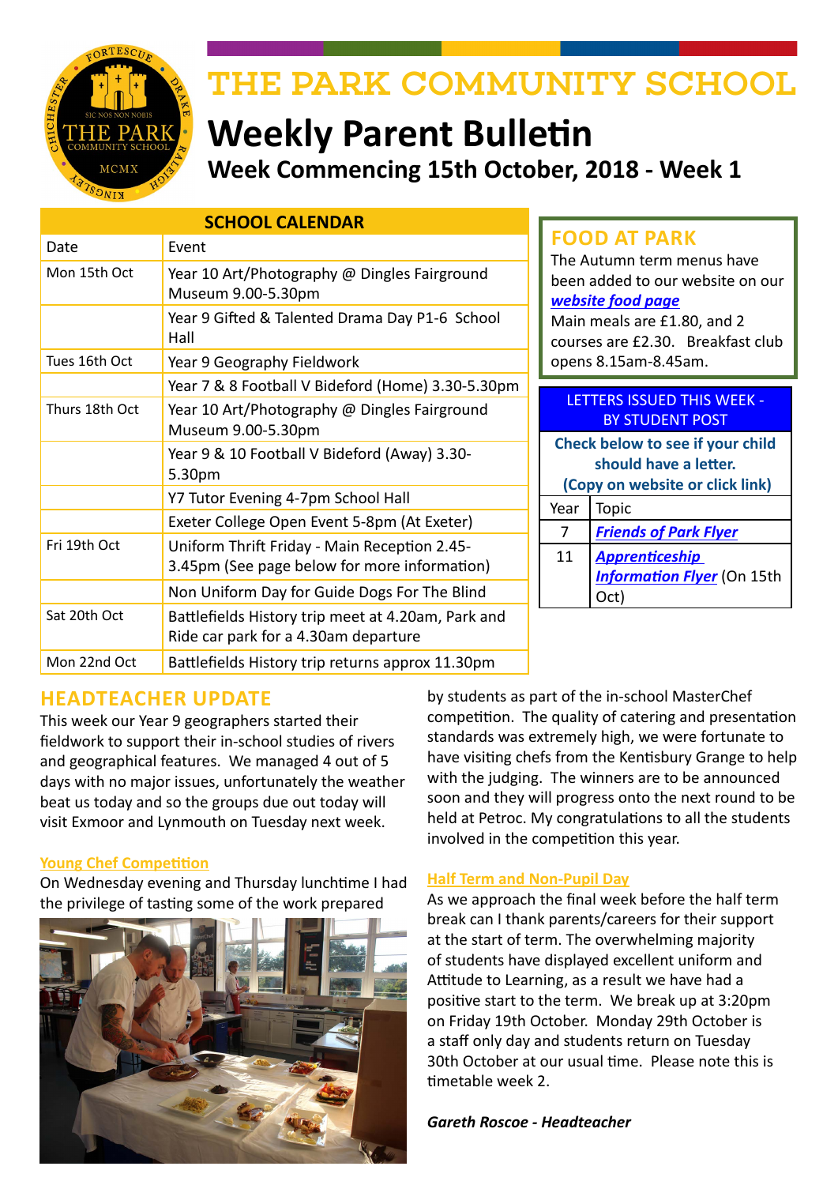# THE PARK COMMUNITY SCHOOL

## Weekly Parent Bulletin

### Week Commencing 15th October, 2018 - Week 1

| SCHOOL CALENDAR | |
|---|---|
| Date | Event |
| Mon 15th Oct | Year 10 Art/Photography @ Dingles Fairground Museum 9.00-5.30pm |
| | Year 9 Gifted & Talented Drama Day P1-6 School Hall |
| Tues 16th Oct | Year 9 Geography Fieldwork |
| | Year 7 & 8 Football V Bideford (Home) 3.30-5.30pm |
| Thurs 18th Oct | Year 10 Art/Photography @ Dingles Fairground Museum 9.00-5.30pm |
| | Year 9 & 10 Football V Bideford (Away) 3.30-5.30pm |
| | Y7 Tutor Evening 4-7pm School Hall |
| | Exeter College Open Event 5-8pm (At Exeter) |
| Fri 19th Oct | Uniform Thrift Friday - Main Reception 2.45-3.45pm (See page below for more information) |
| | Non Uniform Day for Guide Dogs For The Blind |
| Sat 20th Oct | Battlefields History trip meet at 4.20am, Park and Ride car park for a 4.30am departure |
| Mon 22nd Oct | Battlefields History trip returns approx 11.30pm |

## FOOD AT PARK

The Autumn term menus have been added to our website on our ***website food page***

Main meals are £1.80, and 2 courses are £2.30. Breakfast club opens 8.15am-8.45am.

| LETTERS ISSUED THIS WEEK - BY STUDENT POST | |
|---|---|
| **Check below to see if your child should have a letter. (Copy on website or click link)** | |
| Year | Topic |
| 7 | ***Friends of Park Flyer*** |
| 11 | ***Apprenticeship Information Flyer*** (On 15th Oct) |

## HEADTEACHER UPDATE

This week our Year 9 geographers started their fieldwork to support their in-school studies of rivers and geographical features. We managed 4 out of 5 days with no major issues, unfortunately the weather beat us today and so the groups due out today will visit Exmoor and Lynmouth on Tuesday next week.

### Young Chef Competition

On Wednesday evening and Thursday lunchtime I had the privilege of tasting some of the work prepared by students as part of the in-school MasterChef competition. The quality of catering and presentation standards was extremely high, we were fortunate to have visiting chefs from the Kentisbury Grange to help with the judging. The winners are to be announced soon and they will progress onto the next round to be held at Petroc. My congratulations to all the students involved in the competition this year.

### Half Term and Non-Pupil Day

As we approach the final week before the half term break can I thank parents/careers for their support at the start of term. The overwhelming majority of students have displayed excellent uniform and Attitude to Learning, as a result we have had a positive start to the term. We break up at 3:20pm on Friday 19th October. Monday 29th October is a staff only day and students return on Tuesday 30th October at our usual time. Please note this is timetable week 2.

***Gareth Roscoe - Headteacher***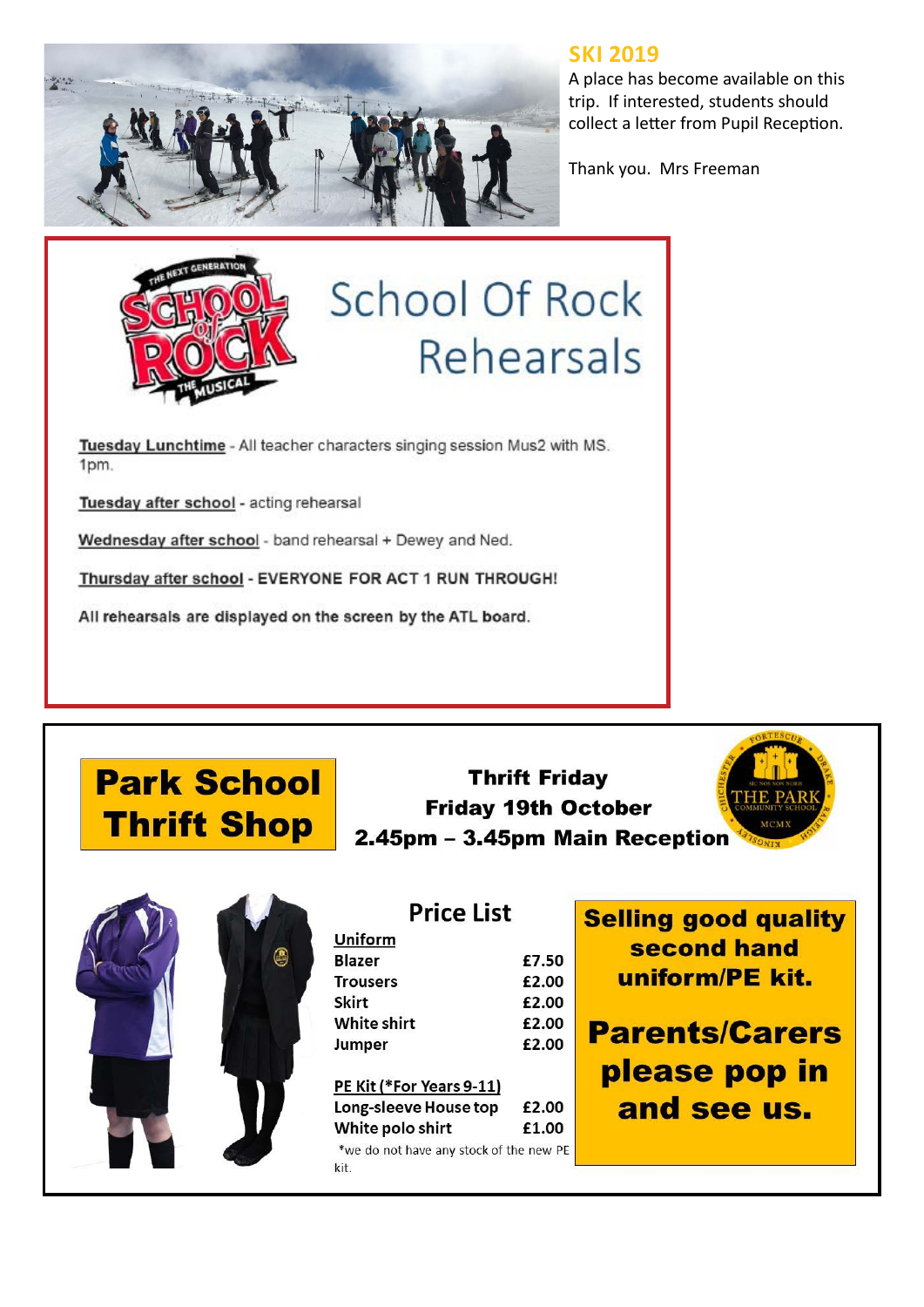## SKI 2019

A place has become available on this trip. If interested, students should collect a letter from Pupil Reception.

Thank you. Mrs Freeman

## School Of Rock Rehearsals

Tuesday Lunchtime - All teacher characters singing session Mus2 with MS. 1pm.

Tuesday after school - acting rehearsal

Wednesday after school - band rehearsal + Dewey and Ned.

Thursday after school - **EVERYONE FOR ACT 1 RUN THROUGH!**

**All rehearsals are displayed on the screen by the ATL board.**

## Park School Thrift Shop

**Thrift Friday**
**Friday 19th October**
**2.45pm – 3.45pm Main Reception**

### Price List

| **Uniform** | |
|---|---|
| **Blazer** | **£7.50** |
| **Trousers** | **£2.00** |
| **Skirt** | **£2.00** |
| **White shirt** | **£2.00** |
| **Jumper** | **£2.00** |

| **PE Kit (*For Years 9-11)** | |
|---|---|
| **Long-sleeve House top** | **£2.00** |
| **White polo shirt** | **£1.00** |

*we do not have any stock of the new PE kit.

**Selling good quality second hand uniform/PE kit.**

**Parents/Carers please pop in and see us.**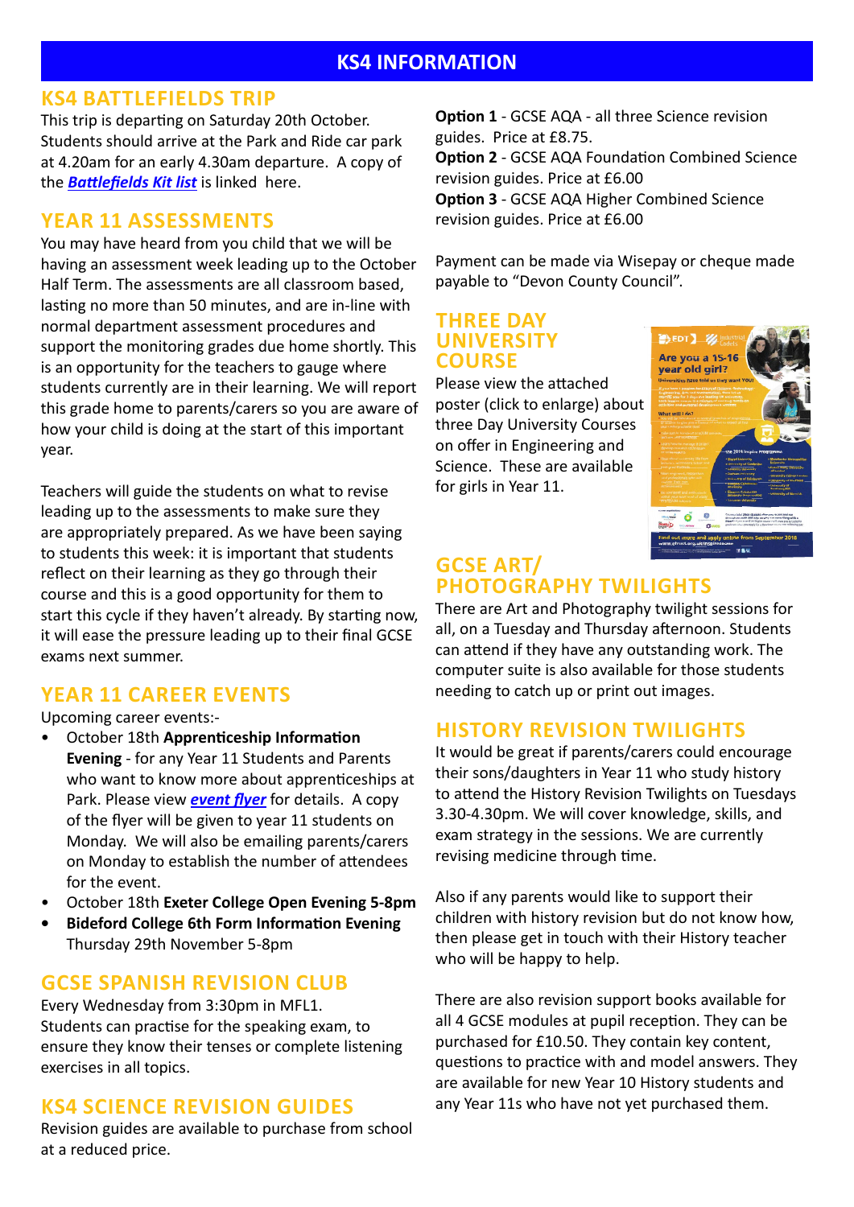# KS4 INFORMATION

## KS4 BATTLEFIELDS TRIP

This trip is departing on Saturday 20th October. Students should arrive at the Park and Ride car park at 4.20am for an early 4.30am departure. A copy of the ***Battlefields Kit list*** is linked here.

## YEAR 11 ASSESSMENTS

You may have heard from you child that we will be having an assessment week leading up to the October Half Term. The assessments are all classroom based, lasting no more than 50 minutes, and are in-line with normal department assessment procedures and support the monitoring grades due home shortly. This is an opportunity for the teachers to gauge where students currently are in their learning. We will report this grade home to parents/carers so you are aware of how your child is doing at the start of this important year.

Teachers will guide the students on what to revise leading up to the assessments to make sure they are appropriately prepared. As we have been saying to students this week: it is important that students reflect on their learning as they go through their course and this is a good opportunity for them to start this cycle if they haven't already. By starting now, it will ease the pressure leading up to their final GCSE exams next summer.

## YEAR 11 CAREER EVENTS

Upcoming career events:-

- October 18th **Apprenticeship Information Evening** - for any Year 11 Students and Parents who want to know more about apprenticeships at Park. Please view ***event flyer*** for details. A copy of the flyer will be given to year 11 students on Monday. We will also be emailing parents/carers on Monday to establish the number of attendees for the event.
- October 18th **Exeter College Open Evening 5-8pm**
- **Bideford College 6th Form Information Evening** Thursday 29th November 5-8pm

## GCSE SPANISH REVISION CLUB

Every Wednesday from 3:30pm in MFL1. Students can practise for the speaking exam, to ensure they know their tenses or complete listening exercises in all topics.

## KS4 SCIENCE REVISION GUIDES

Revision guides are available to purchase from school at a reduced price.

**Option 1** - GCSE AQA - all three Science revision guides. Price at £8.75.
**Option 2** - GCSE AQA Foundation Combined Science revision guides. Price at £6.00
**Option 3** - GCSE AQA Higher Combined Science revision guides. Price at £6.00

Payment can be made via Wisepay or cheque made payable to "Devon County Council".

## THREE DAY UNIVERSITY COURSE

Please view the attached poster (click to enlarge) about three Day University Courses on offer in Engineering and Science. These are available for girls in Year 11.

## GCSE ART/ PHOTOGRAPHY TWILIGHTS

There are Art and Photography twilight sessions for all, on a Tuesday and Thursday afternoon. Students can attend if they have any outstanding work. The computer suite is also available for those students needing to catch up or print out images.

## HISTORY REVISION TWILIGHTS

It would be great if parents/carers could encourage their sons/daughters in Year 11 who study history to attend the History Revision Twilights on Tuesdays 3.30-4.30pm. We will cover knowledge, skills, and exam strategy in the sessions. We are currently revising medicine through time.

Also if any parents would like to support their children with history revision but do not know how, then please get in touch with their History teacher who will be happy to help.

There are also revision support books available for all 4 GCSE modules at pupil reception. They can be purchased for £10.50. They contain key content, questions to practice with and model answers. They are available for new Year 10 History students and any Year 11s who have not yet purchased them.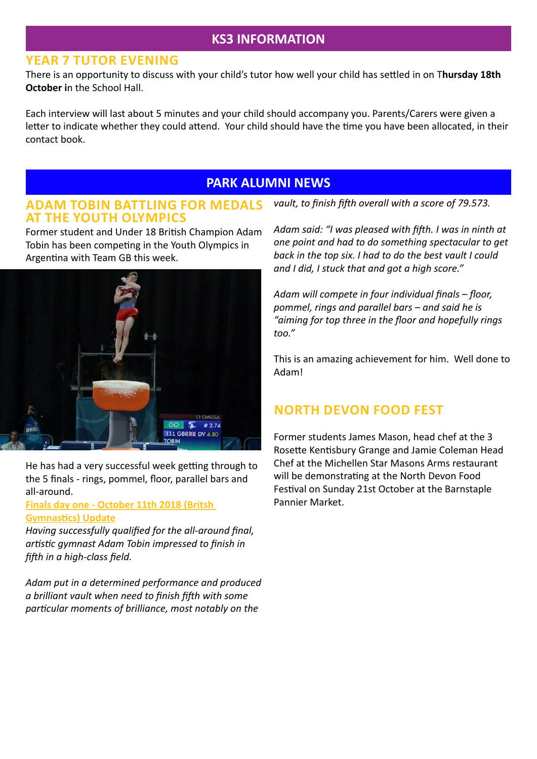## KS3 INFORMATION

### YEAR 7 TUTOR EVENING

There is an opportunity to discuss with your child's tutor how well your child has settled in on T**hursday 18th October i**n the School Hall.

Each interview will last about 5 minutes and your child should accompany you. Parents/Carers were given a letter to indicate whether they could attend. Your child should have the time you have been allocated, in their contact book.

## PARK ALUMNI NEWS

### ADAM TOBIN BATTLING FOR MEDALS AT THE YOUTH OLYMPICS

Former student and Under 18 British Champion Adam Tobin has been competing in the Youth Olympics in Argentina with Team GB this week.

He has had a very successful week getting through to the 5 finals - rings, pommel, floor, parallel bars and all-around.

Finals day one - October 11th 2018 (Britsh Gymnastics) Update

*Having successfully qualified for the all-around final, artistic gymnast Adam Tobin impressed to finish in fifth in a high-class field.*

*Adam put in a determined performance and produced a brilliant vault when need to finish fifth with some particular moments of brilliance, most notably on the vault, to finish fifth overall with a score of 79.573.*

*Adam said: "I was pleased with fifth. I was in ninth at one point and had to do something spectacular to get back in the top six. I had to do the best vault I could and I did, I stuck that and got a high score."*

*Adam will compete in four individual finals – floor, pommel, rings and parallel bars – and said he is "aiming for top three in the floor and hopefully rings too."*

This is an amazing achievement for him. Well done to Adam!

### NORTH DEVON FOOD FEST

Former students James Mason, head chef at the 3 Rosette Kentisbury Grange and Jamie Coleman Head Chef at the Michellen Star Masons Arms restaurant will be demonstrating at the North Devon Food Festival on Sunday 21st October at the Barnstaple Pannier Market.